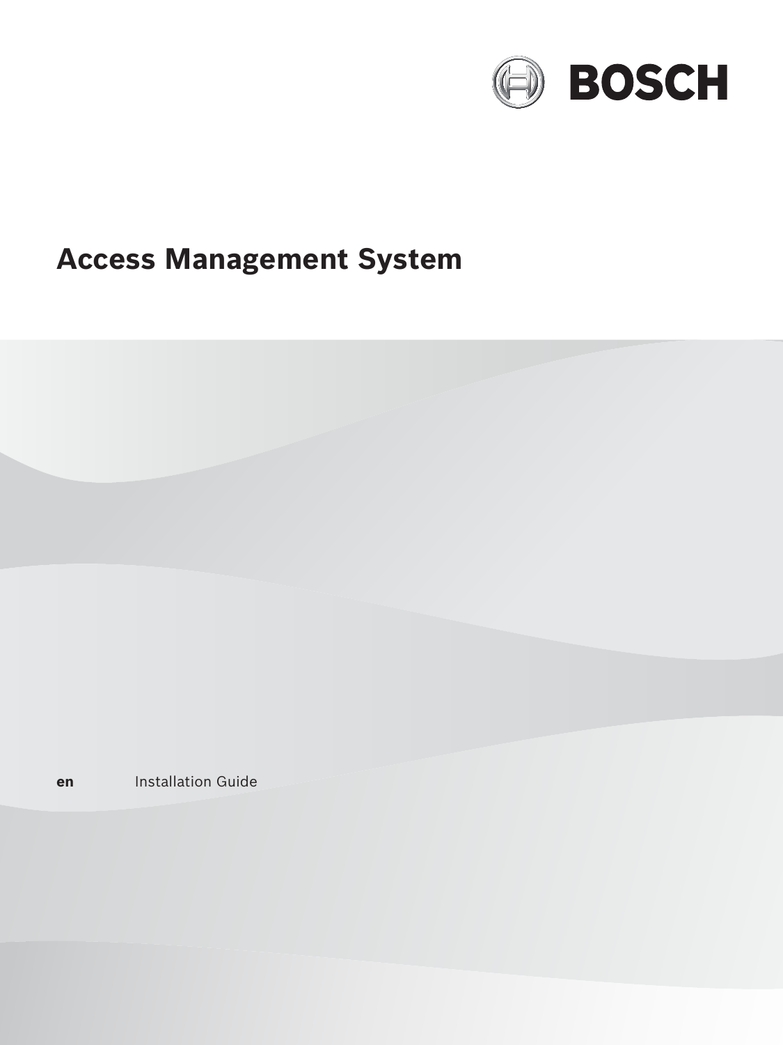BOSCH

# Access Management System

**en** Installation Guide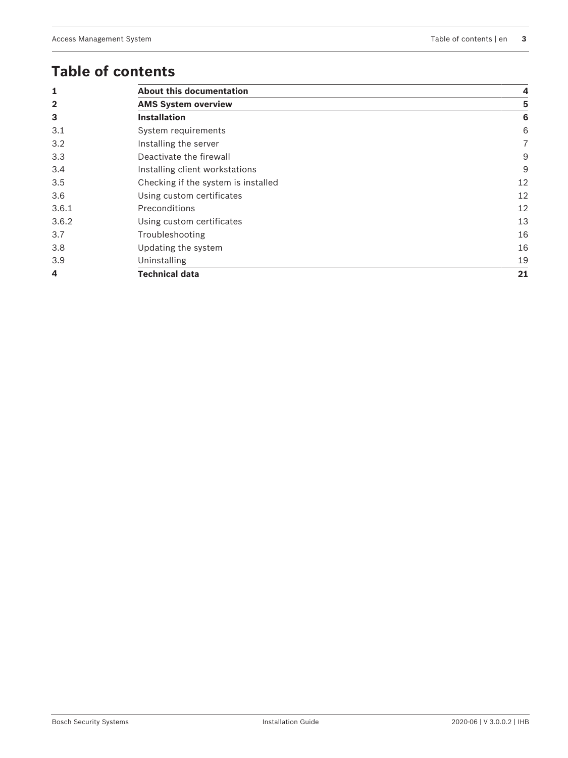# Table of contents

| | | |
|---|---|---|
| **1** | **About this documentation** | **4** |
| **2** | **AMS System overview** | **5** |
| **3** | **Installation** | **6** |
| 3.1 | System requirements | 6 |
| 3.2 | Installing the server | 7 |
| 3.3 | Deactivate the firewall | 9 |
| 3.4 | Installing client workstations | 9 |
| 3.5 | Checking if the system is installed | 12 |
| 3.6 | Using custom certificates | 12 |
| 3.6.1 | Preconditions | 12 |
| 3.6.2 | Using custom certificates | 13 |
| 3.7 | Troubleshooting | 16 |
| 3.8 | Updating the system | 16 |
| 3.9 | Uninstalling | 19 |
| **4** | **Technical data** | **21** |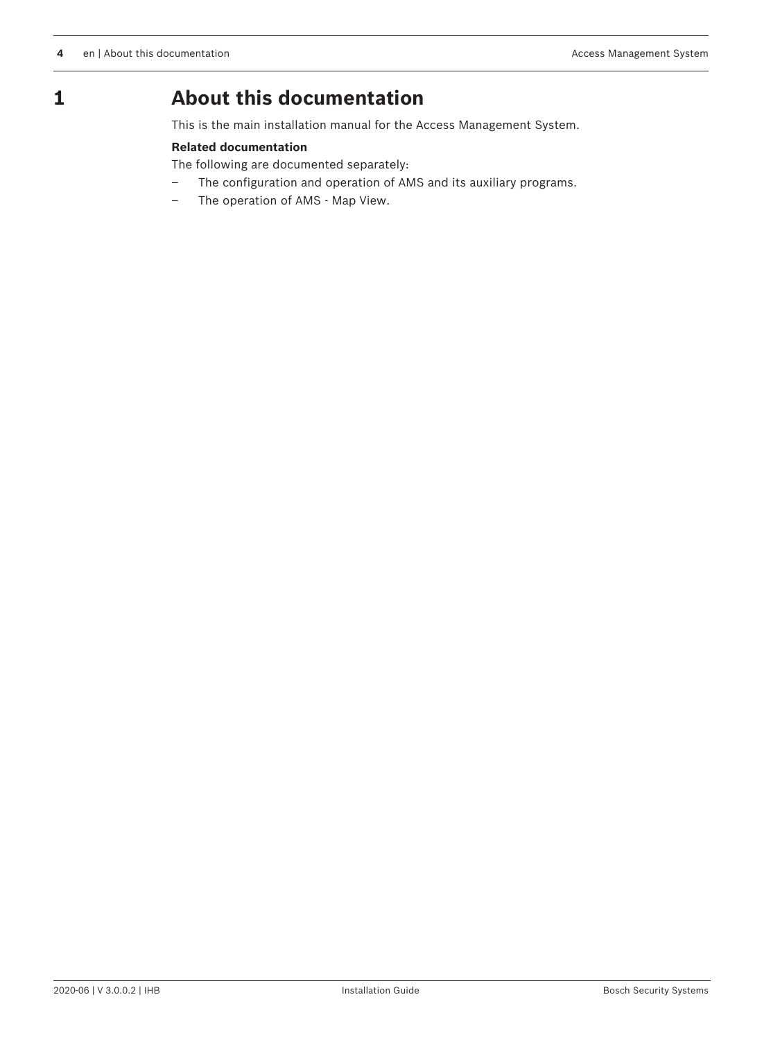# 1 About this documentation

This is the main installation manual for the Access Management System.

**Related documentation**

The following are documented separately:

- The configuration and operation of AMS and its auxiliary programs.
- The operation of AMS - Map View.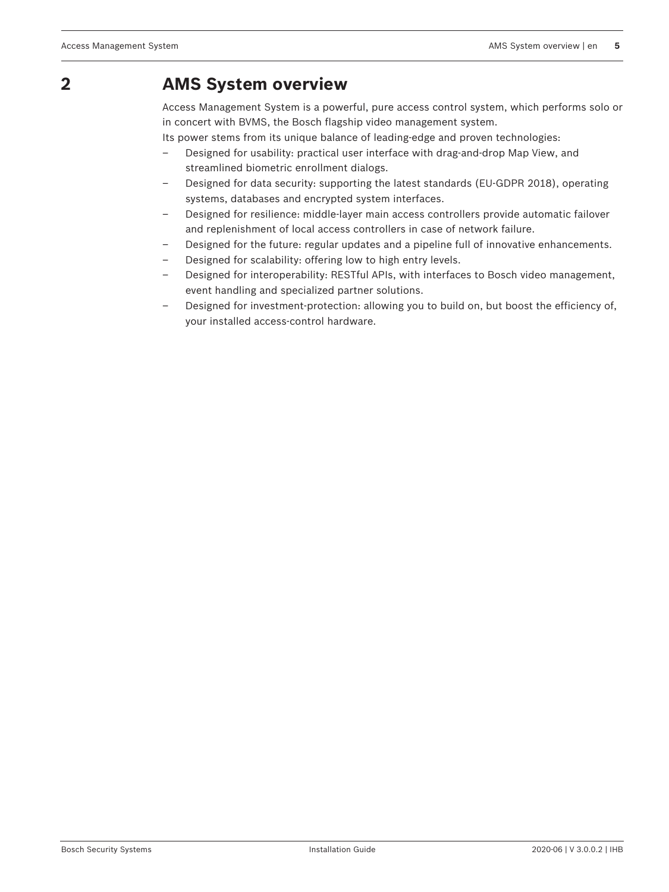# 2 AMS System overview

Access Management System is a powerful, pure access control system, which performs solo or in concert with BVMS, the Bosch flagship video management system.
Its power stems from its unique balance of leading-edge and proven technologies:

- Designed for usability: practical user interface with drag-and-drop Map View, and streamlined biometric enrollment dialogs.
- Designed for data security: supporting the latest standards (EU-GDPR 2018), operating systems, databases and encrypted system interfaces.
- Designed for resilience: middle-layer main access controllers provide automatic failover and replenishment of local access controllers in case of network failure.
- Designed for the future: regular updates and a pipeline full of innovative enhancements.
- Designed for scalability: offering low to high entry levels.
- Designed for interoperability: RESTful APIs, with interfaces to Bosch video management, event handling and specialized partner solutions.
- Designed for investment-protection: allowing you to build on, but boost the efficiency of, your installed access-control hardware.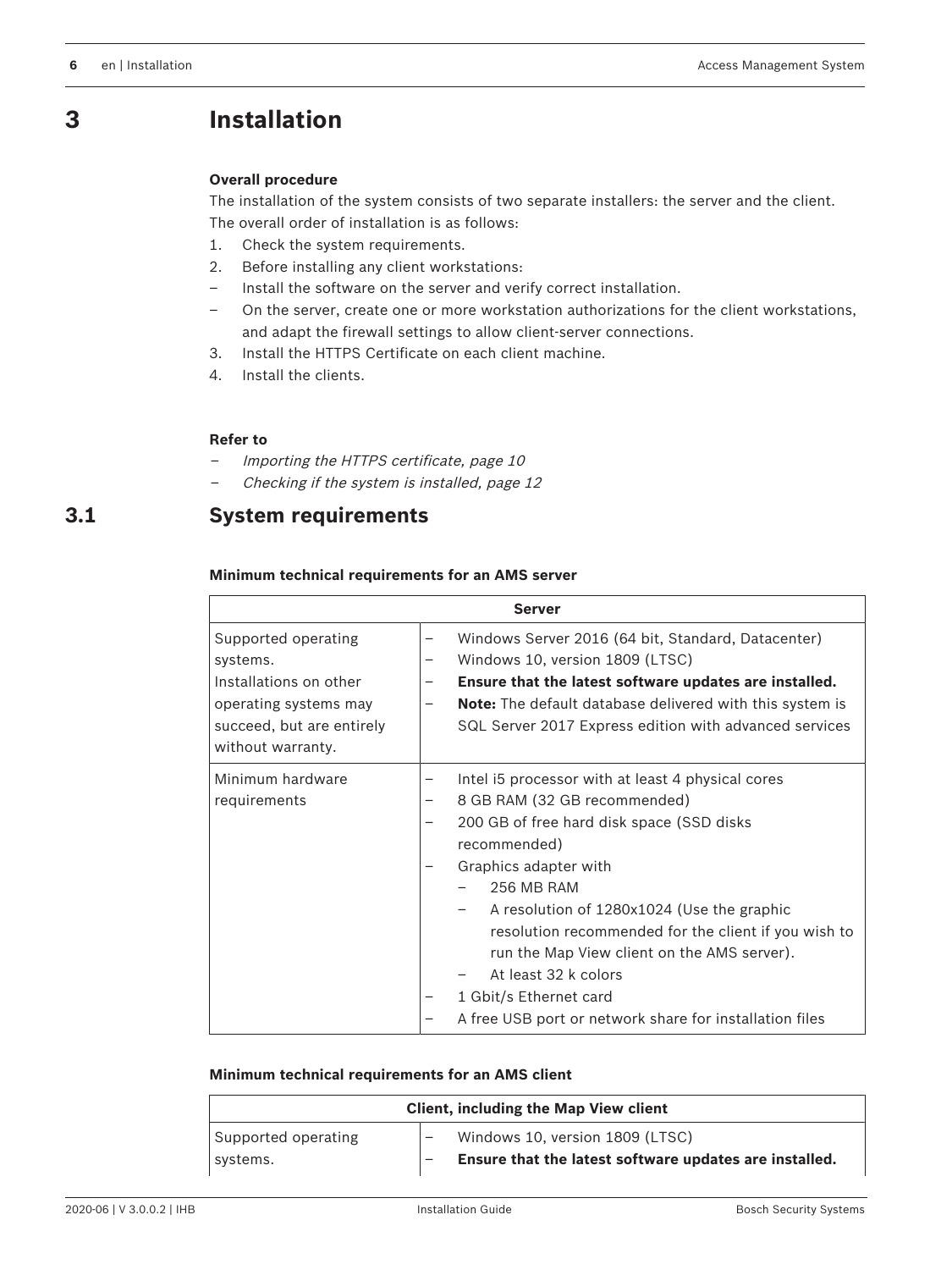# 3 Installation

**Overall procedure**

The installation of the system consists of two separate installers: the server and the client. The overall order of installation is as follows:

1. Check the system requirements.
2. Before installing any client workstations:
   - Install the software on the server and verify correct installation.
   - On the server, create one or more workstation authorizations for the client workstations, and adapt the firewall settings to allow client-server connections.
3. Install the HTTPS Certificate on each client machine.
4. Install the clients.

**Refer to**

- *Importing the HTTPS certificate, page 10*
- *Checking if the system is installed, page 12*

## 3.1 System requirements

**Minimum technical requirements for an AMS server**

| Server | |
|---|---|
| Supported operating systems.<br>Installations on other operating systems may succeed, but are entirely without warranty. | – Windows Server 2016 (64 bit, Standard, Datacenter)<br>– Windows 10, version 1809 (LTSC)<br>– **Ensure that the latest software updates are installed.**<br>– **Note:** The default database delivered with this system is SQL Server 2017 Express edition with advanced services |
| Minimum hardware requirements | – Intel i5 processor with at least 4 physical cores<br>– 8 GB RAM (32 GB recommended)<br>– 200 GB of free hard disk space (SSD disks recommended)<br>– Graphics adapter with<br>&nbsp;&nbsp;– 256 MB RAM<br>&nbsp;&nbsp;– A resolution of 1280x1024 (Use the graphic resolution recommended for the client if you wish to run the Map View client on the AMS server).<br>&nbsp;&nbsp;– At least 32 k colors<br>– 1 Gbit/s Ethernet card<br>– A free USB port or network share for installation files |

**Minimum technical requirements for an AMS client**

| Client, including the Map View client | |
|---|---|
| Supported operating systems. | – Windows 10, version 1809 (LTSC)<br>– **Ensure that the latest software updates are installed.** |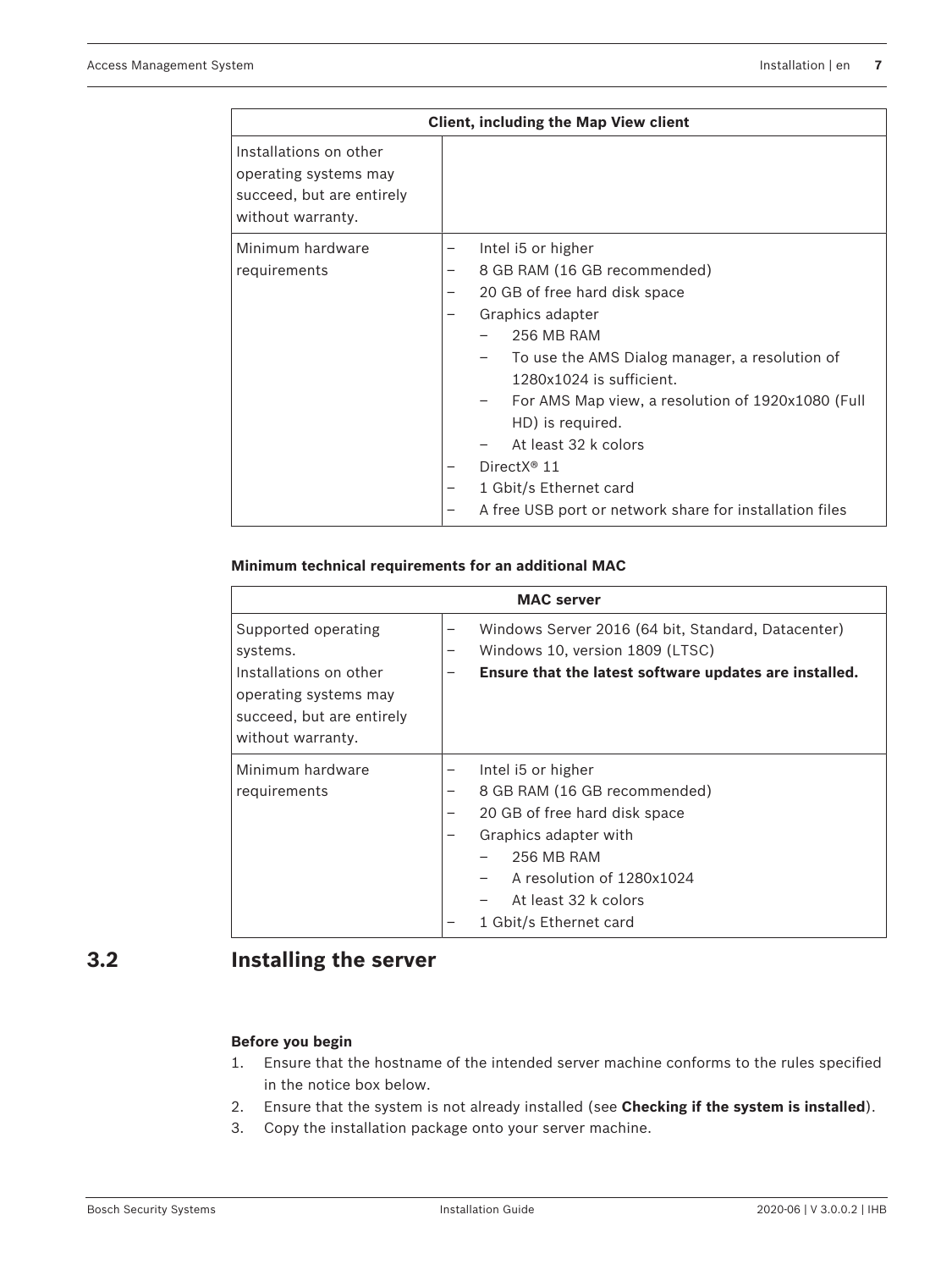| Client, including the Map View client | |
|---|---|
| Installations on other operating systems may succeed, but are entirely without warranty. | |
| Minimum hardware requirements | – Intel i5 or higher<br>– 8 GB RAM (16 GB recommended)<br>– 20 GB of free hard disk space<br>– Graphics adapter<br>&nbsp;&nbsp;&nbsp;&nbsp;– 256 MB RAM<br>&nbsp;&nbsp;&nbsp;&nbsp;– To use the AMS Dialog manager, a resolution of 1280x1024 is sufficient.<br>&nbsp;&nbsp;&nbsp;&nbsp;– For AMS Map view, a resolution of 1920x1080 (Full HD) is required.<br>&nbsp;&nbsp;&nbsp;&nbsp;– At least 32 k colors<br>– DirectX® 11<br>– 1 Gbit/s Ethernet card<br>– A free USB port or network share for installation files |

**Minimum technical requirements for an additional MAC**

| MAC server | |
|---|---|
| Supported operating systems.<br>Installations on other operating systems may succeed, but are entirely without warranty. | – Windows Server 2016 (64 bit, Standard, Datacenter)<br>– Windows 10, version 1809 (LTSC)<br>– **Ensure that the latest software updates are installed.** |
| Minimum hardware requirements | – Intel i5 or higher<br>– 8 GB RAM (16 GB recommended)<br>– 20 GB of free hard disk space<br>– Graphics adapter with<br>&nbsp;&nbsp;&nbsp;&nbsp;– 256 MB RAM<br>&nbsp;&nbsp;&nbsp;&nbsp;– A resolution of 1280x1024<br>&nbsp;&nbsp;&nbsp;&nbsp;– At least 32 k colors<br>– 1 Gbit/s Ethernet card |

## 3.2 Installing the server

**Before you begin**

1. Ensure that the hostname of the intended server machine conforms to the rules specified in the notice box below.
2. Ensure that the system is not already installed (see **Checking if the system is installed**).
3. Copy the installation package onto your server machine.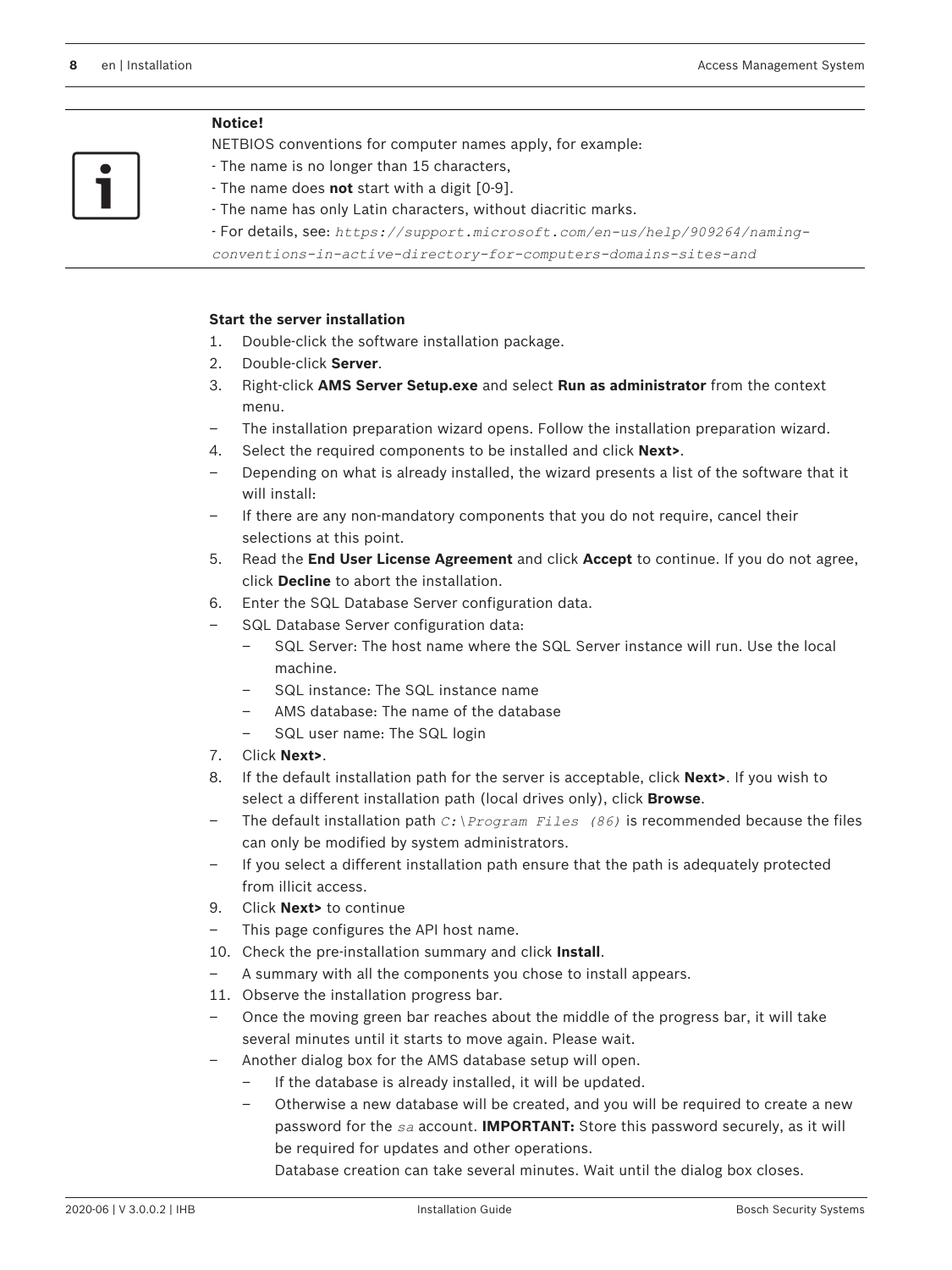**Notice!**

NETBIOS conventions for computer names apply, for example:

- The name is no longer than 15 characters,
- The name does **not** start with a digit [0-9].
- The name has only Latin characters, without diacritic marks.
- For details, see: *https://support.microsoft.com/en-us/help/909264/naming-conventions-in-active-directory-for-computers-domains-sites-and*

**Start the server installation**

1. Double-click the software installation package.
2. Double-click **Server**.
3. Right-click **AMS Server Setup.exe** and select **Run as administrator** from the context menu.
   – The installation preparation wizard opens. Follow the installation preparation wizard.
4. Select the required components to be installed and click **Next>**.
   – Depending on what is already installed, the wizard presents a list of the software that it will install:
   – If there are any non-mandatory components that you do not require, cancel their selections at this point.
5. Read the **End User License Agreement** and click **Accept** to continue. If you do not agree, click **Decline** to abort the installation.
6. Enter the SQL Database Server configuration data.
   – SQL Database Server configuration data:
     – SQL Server: The host name where the SQL Server instance will run. Use the local machine.
     – SQL instance: The SQL instance name
     – AMS database: The name of the database
     – SQL user name: The SQL login
7. Click **Next>**.
8. If the default installation path for the server is acceptable, click **Next>**. If you wish to select a different installation path (local drives only), click **Browse**.
   – The default installation path *C:\Program Files (86)* is recommended because the files can only be modified by system administrators.
   – If you select a different installation path ensure that the path is adequately protected from illicit access.
9. Click **Next>** to continue
   – This page configures the API host name.
10. Check the pre-installation summary and click **Install**.
    – A summary with all the components you chose to install appears.
11. Observe the installation progress bar.
    – Once the moving green bar reaches about the middle of the progress bar, it will take several minutes until it starts to move again. Please wait.
    – Another dialog box for the AMS database setup will open.
      – If the database is already installed, it will be updated.
      – Otherwise a new database will be created, and you will be required to create a new password for the *sa* account. **IMPORTANT:** Store this password securely, as it will be required for updates and other operations.
        Database creation can take several minutes. Wait until the dialog box closes.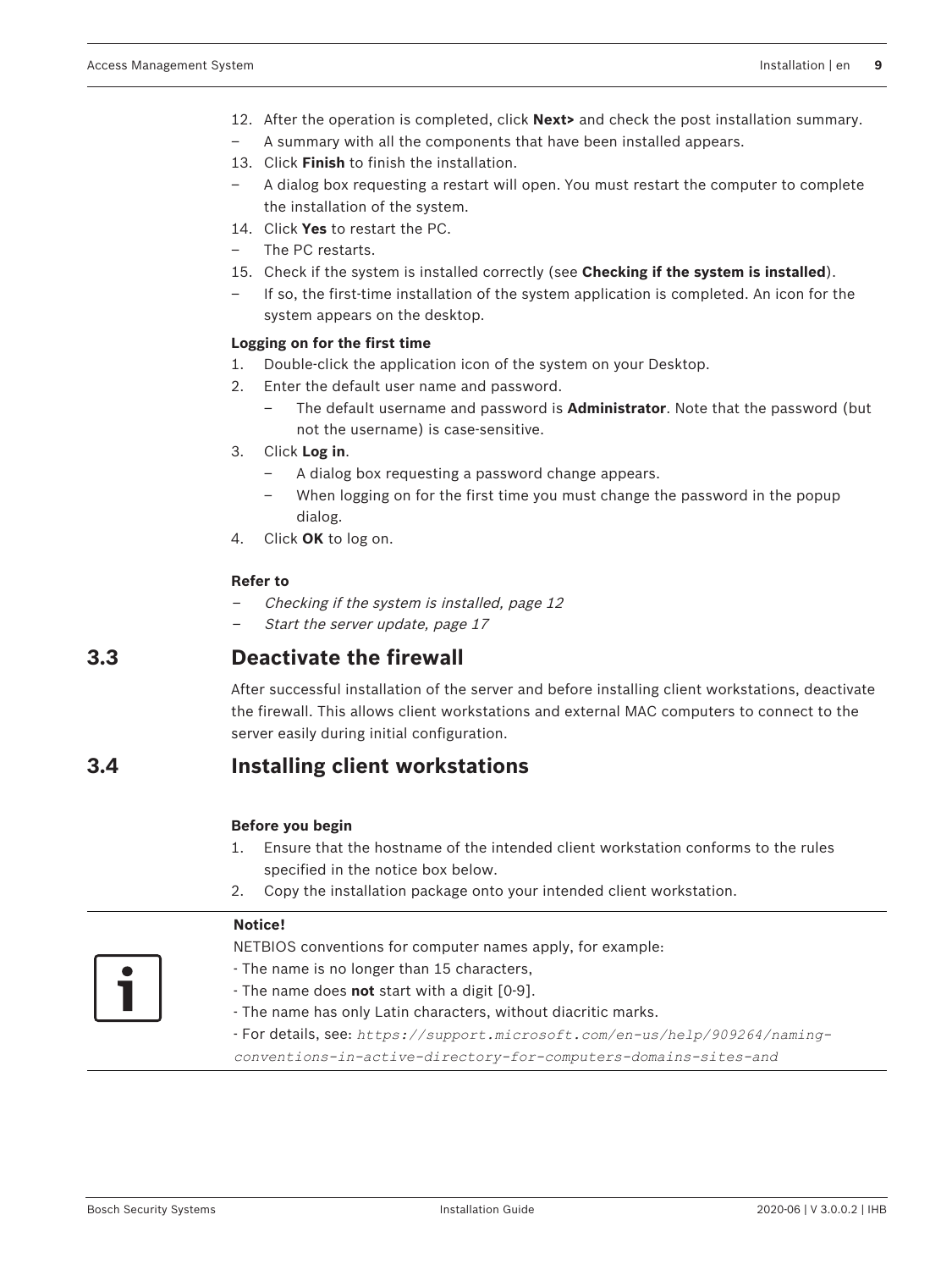12. After the operation is completed, click **Next>** and check the post installation summary.
– A summary with all the components that have been installed appears.
13. Click **Finish** to finish the installation.
– A dialog box requesting a restart will open. You must restart the computer to complete the installation of the system.
14. Click **Yes** to restart the PC.
– The PC restarts.
15. Check if the system is installed correctly (see **Checking if the system is installed**).
– If so, the first-time installation of the system application is completed. An icon for the system appears on the desktop.

**Logging on for the first time**

1. Double-click the application icon of the system on your Desktop.
2. Enter the default user name and password.
   – The default username and password is **Administrator**. Note that the password (but not the username) is case-sensitive.
3. Click **Log in**.
   – A dialog box requesting a password change appears.
   – When logging on for the first time you must change the password in the popup dialog.
4. Click **OK** to log on.

**Refer to**

– *Checking if the system is installed, page 12*
– *Start the server update, page 17*

## 3.3 Deactivate the firewall

After successful installation of the server and before installing client workstations, deactivate the firewall. This allows client workstations and external MAC computers to connect to the server easily during initial configuration.

## 3.4 Installing client workstations

**Before you begin**

1. Ensure that the hostname of the intended client workstation conforms to the rules specified in the notice box below.
2. Copy the installation package onto your intended client workstation.

**Notice!**

NETBIOS conventions for computer names apply, for example:
- The name is no longer than 15 characters,
- The name does **not** start with a digit [0-9].
- The name has only Latin characters, without diacritic marks.
- For details, see: *https://support.microsoft.com/en-us/help/909264/naming-conventions-in-active-directory-for-computers-domains-sites-and*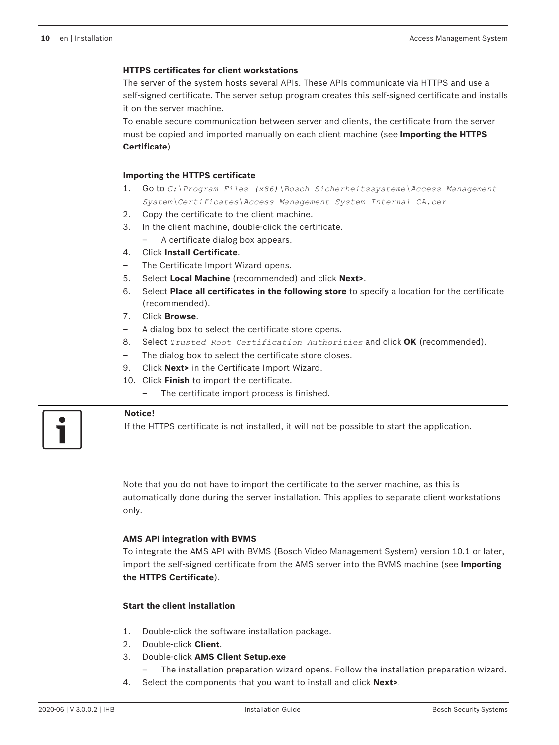**HTTPS certificates for client workstations**

The server of the system hosts several APIs. These APIs communicate via HTTPS and use a self-signed certificate. The server setup program creates this self-signed certificate and installs it on the server machine.

To enable secure communication between server and clients, the certificate from the server must be copied and imported manually on each client machine (see **Importing the HTTPS Certificate**).

**Importing the HTTPS certificate**

1. Go to `C:\Program Files (x86)\Bosch Sicherheitssysteme\Access Management System\Certificates\Access Management System Internal CA.cer`
2. Copy the certificate to the client machine.
3. In the client machine, double-click the certificate.
   – A certificate dialog box appears.
4. Click **Install Certificate**.
   – The Certificate Import Wizard opens.
5. Select **Local Machine** (recommended) and click **Next>**.
6. Select **Place all certificates in the following store** to specify a location for the certificate (recommended).
7. Click **Browse**.
   – A dialog box to select the certificate store opens.
8. Select `Trusted Root Certification Authorities` and click **OK** (recommended).
   – The dialog box to select the certificate store closes.
9. Click **Next>** in the Certificate Import Wizard.
10. Click **Finish** to import the certificate.
    – The certificate import process is finished.

> **Notice!**
> If the HTTPS certificate is not installed, it will not be possible to start the application.

Note that you do not have to import the certificate to the server machine, as this is automatically done during the server installation. This applies to separate client workstations only.

**AMS API integration with BVMS**

To integrate the AMS API with BVMS (Bosch Video Management System) version 10.1 or later, import the self-signed certificate from the AMS server into the BVMS machine (see **Importing the HTTPS Certificate**).

**Start the client installation**

1. Double-click the software installation package.
2. Double-click **Client**.
3. Double-click **AMS Client Setup.exe**
   – The installation preparation wizard opens. Follow the installation preparation wizard.
4. Select the components that you want to install and click **Next>**.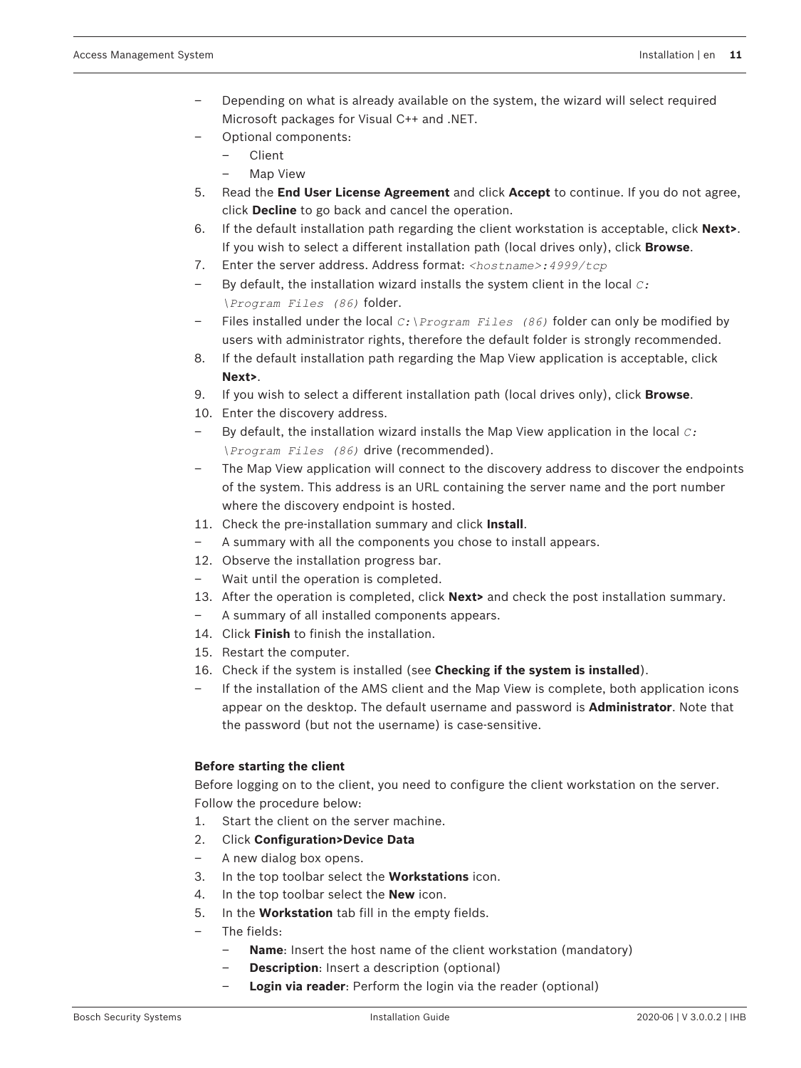- Depending on what is already available on the system, the wizard will select required Microsoft packages for Visual C++ and .NET.
- Optional components:
  - Client
  - Map View

5. Read the **End User License Agreement** and click **Accept** to continue. If you do not agree, click **Decline** to go back and cancel the operation.
6. If the default installation path regarding the client workstation is acceptable, click **Next>**. If you wish to select a different installation path (local drives only), click **Browse**.
7. Enter the server address. Address format: *<hostname>:4999/tcp*

- By default, the installation wizard installs the system client in the local *C:\Program Files (86)* folder.
- Files installed under the local *C:\Program Files (86)* folder can only be modified by users with administrator rights, therefore the default folder is strongly recommended.

8. If the default installation path regarding the Map View application is acceptable, click **Next>**.
9. If you wish to select a different installation path (local drives only), click **Browse**.
10. Enter the discovery address.

- By default, the installation wizard installs the Map View application in the local *C:\Program Files (86)* drive (recommended).
- The Map View application will connect to the discovery address to discover the endpoints of the system. This address is an URL containing the server name and the port number where the discovery endpoint is hosted.

11. Check the pre-installation summary and click **Install**.

- A summary with all the components you chose to install appears.

12. Observe the installation progress bar.

- Wait until the operation is completed.

13. After the operation is completed, click **Next>** and check the post installation summary.

- A summary of all installed components appears.

14. Click **Finish** to finish the installation.
15. Restart the computer.
16. Check if the system is installed (see **Checking if the system is installed**).

- If the installation of the AMS client and the Map View is complete, both application icons appear on the desktop. The default username and password is **Administrator**. Note that the password (but not the username) is case-sensitive.

**Before starting the client**

Before logging on to the client, you need to configure the client workstation on the server. Follow the procedure below:

1. Start the client on the server machine.
2. Click **Configuration>Device Data**

- A new dialog box opens.

3. In the top toolbar select the **Workstations** icon.
4. In the top toolbar select the **New** icon.
5. In the **Workstation** tab fill in the empty fields.

- The fields:
  - **Name**: Insert the host name of the client workstation (mandatory)
  - **Description**: Insert a description (optional)
  - **Login via reader**: Perform the login via the reader (optional)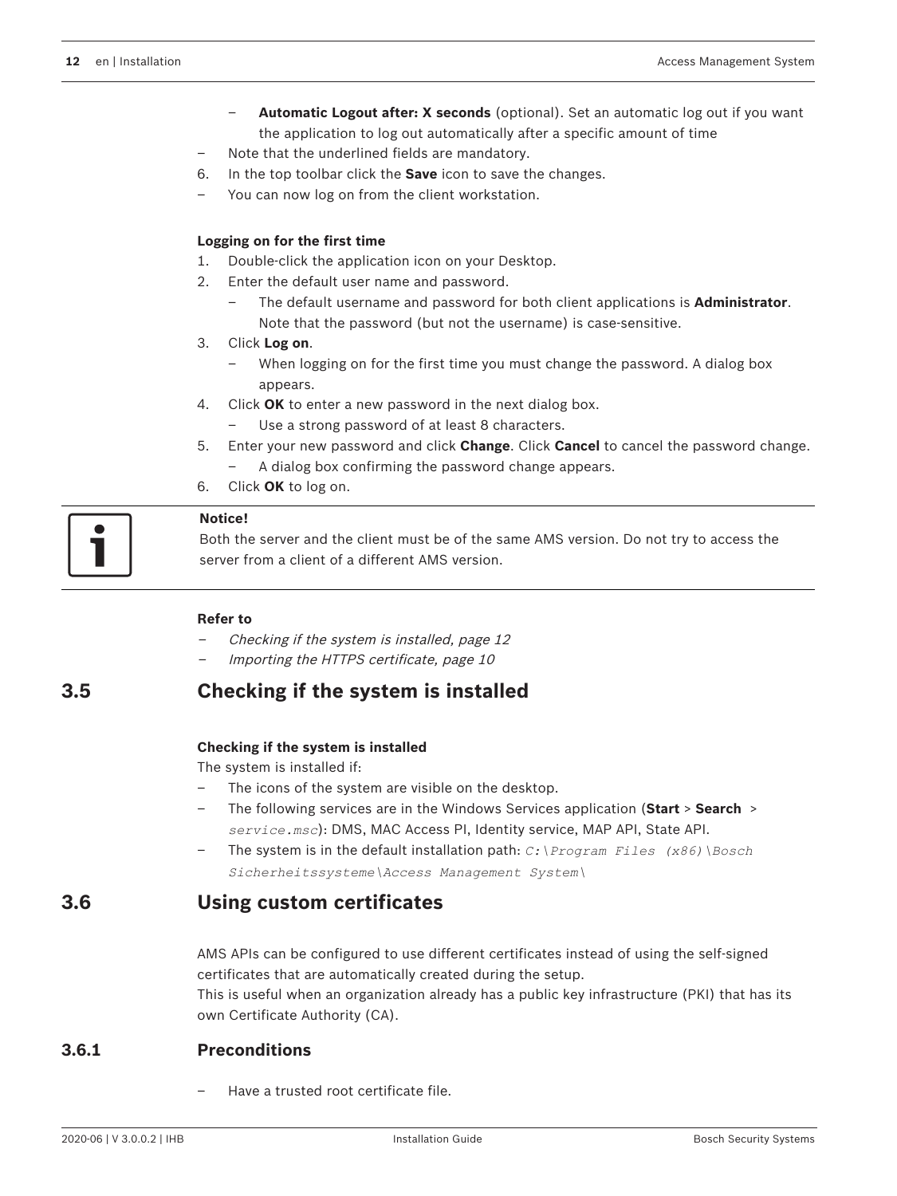- **Automatic Logout after: X seconds** (optional). Set an automatic log out if you want the application to log out automatically after a specific amount of time

- Note that the underlined fields are mandatory.

6. In the top toolbar click the **Save** icon to save the changes.

- You can now log on from the client workstation.

**Logging on for the first time**

1. Double-click the application icon on your Desktop.
2. Enter the default user name and password.
   - The default username and password for both client applications is **Administrator**. Note that the password (but not the username) is case-sensitive.
3. Click **Log on**.
   - When logging on for the first time you must change the password. A dialog box appears.
4. Click **OK** to enter a new password in the next dialog box.
   - Use a strong password of at least 8 characters.
5. Enter your new password and click **Change**. Click **Cancel** to cancel the password change.
   - A dialog box confirming the password change appears.
6. Click **OK** to log on.

**Notice!**
Both the server and the client must be of the same AMS version. Do not try to access the server from a client of a different AMS version.

**Refer to**

- *Checking if the system is installed, page 12*
- *Importing the HTTPS certificate, page 10*

## 3.5 Checking if the system is installed

**Checking if the system is installed**

The system is installed if:

- The icons of the system are visible on the desktop.
- The following services are in the Windows Services application (**Start** > **Search** > *service.msc*): DMS, MAC Access PI, Identity service, MAP API, State API.
- The system is in the default installation path: *C:\Program Files (x86)\Bosch Sicherheitssysteme\Access Management System\*

## 3.6 Using custom certificates

AMS APIs can be configured to use different certificates instead of using the self-signed certificates that are automatically created during the setup.
This is useful when an organization already has a public key infrastructure (PKI) that has its own Certificate Authority (CA).

### 3.6.1 Preconditions

- Have a trusted root certificate file.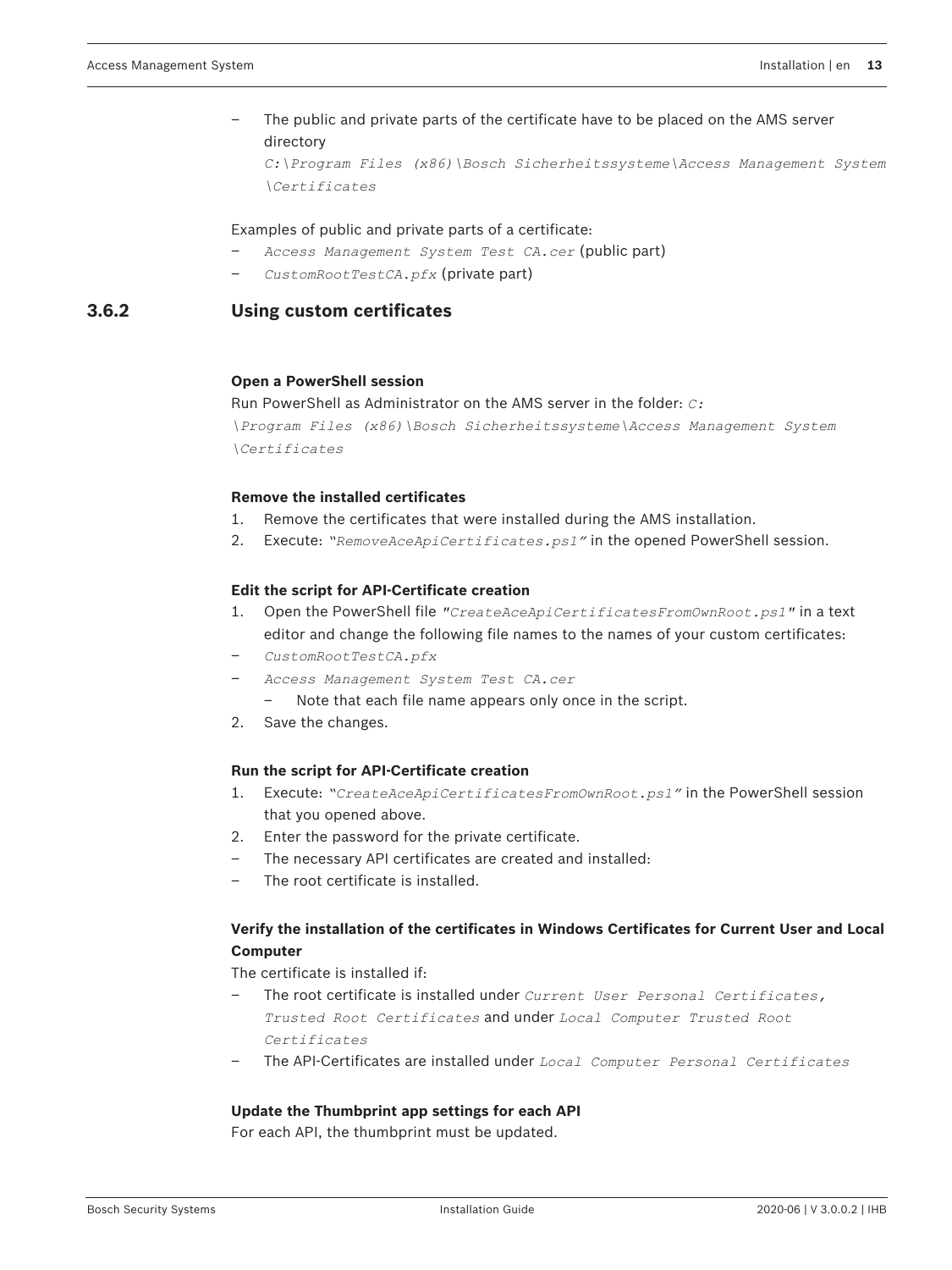- The public and private parts of the certificate have to be placed on the AMS server directory
  *C:\Program Files (x86)\Bosch Sicherheitssysteme\Access Management System \Certificates*

Examples of public and private parts of a certificate:
- *Access Management System Test CA.cer* (public part)
- *CustomRootTestCA.pfx* (private part)

### 3.6.2 Using custom certificates

**Open a PowerShell session**

Run PowerShell as Administrator on the AMS server in the folder: *C:\Program Files (x86)\Bosch Sicherheitssysteme\Access Management System \Certificates*

**Remove the installed certificates**

1. Remove the certificates that were installed during the AMS installation.
2. Execute: "*RemoveAceApiCertificates.ps1*" in the opened PowerShell session.

**Edit the script for API-Certificate creation**

1. Open the PowerShell file "*CreateAceApiCertificatesFromOwnRoot.ps1*" in a text editor and change the following file names to the names of your custom certificates:
   - *CustomRootTestCA.pfx*
   - *Access Management System Test CA.cer*
     - Note that each file name appears only once in the script.
2. Save the changes.

**Run the script for API-Certificate creation**

1. Execute: "*CreateAceApiCertificatesFromOwnRoot.ps1*" in the PowerShell session that you opened above.
2. Enter the password for the private certificate.
   - The necessary API certificates are created and installed:
   - The root certificate is installed.

**Verify the installation of the certificates in Windows Certificates for Current User and Local Computer**

The certificate is installed if:
- The root certificate is installed under *Current User Personal Certificates, Trusted Root Certificates* and under *Local Computer Trusted Root Certificates*
- The API-Certificates are installed under *Local Computer Personal Certificates*

**Update the Thumbprint app settings for each API**

For each API, the thumbprint must be updated.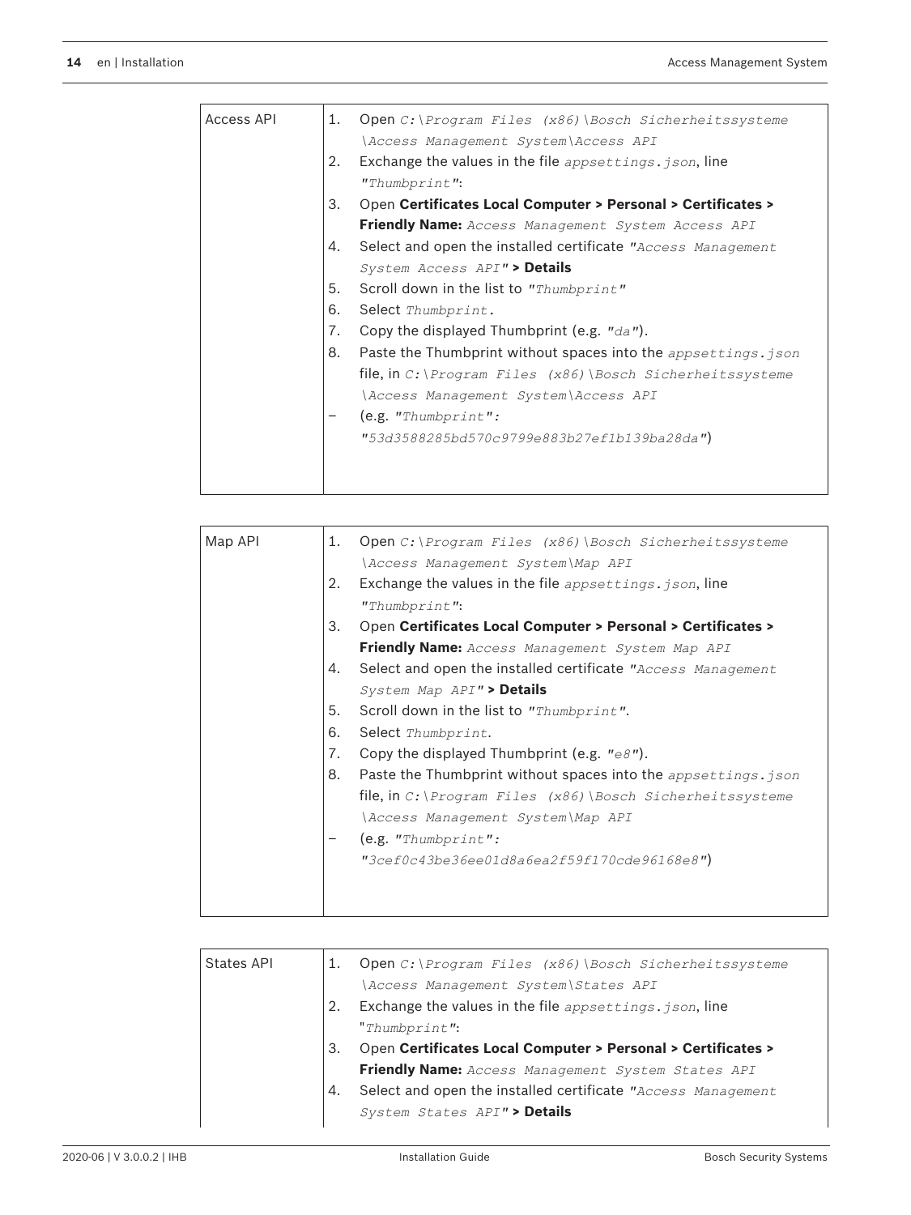| Access API | 1. Open *C:\Program Files (x86)\Bosch Sicherheitssysteme \Access Management System\Access API*<br>2. Exchange the values in the file *appsettings.json*, line *"Thumbprint"*:<br>3. Open **Certificates Local Computer > Personal > Certificates > Friendly Name:** *Access Management System Access API*<br>4. Select and open the installed certificate *"Access Management System Access API"* **> Details**<br>5. Scroll down in the list to *"Thumbprint"*<br>6. Select *Thumbprint.*<br>7. Copy the displayed Thumbprint (e.g. *"da"*).<br>8. Paste the Thumbprint without spaces into the *appsettings.json* file, in *C:\Program Files (x86)\Bosch Sicherheitssysteme \Access Management System\Access API*<br>– (e.g. *"Thumbprint": "53d3588285bd570c9799e883b27ef1b139ba28da"*) |
|---|---|

| Map API | 1. Open *C:\Program Files (x86)\Bosch Sicherheitssysteme \Access Management System\Map API*<br>2. Exchange the values in the file *appsettings.json*, line *"Thumbprint"*:<br>3. Open **Certificates Local Computer > Personal > Certificates > Friendly Name:** *Access Management System Map API*<br>4. Select and open the installed certificate *"Access Management System Map API"* **> Details**<br>5. Scroll down in the list to *"Thumbprint"*.<br>6. Select *Thumbprint*.<br>7. Copy the displayed Thumbprint (e.g. *"e8"*).<br>8. Paste the Thumbprint without spaces into the *appsettings.json* file, in *C:\Program Files (x86)\Bosch Sicherheitssysteme \Access Management System\Map API*<br>– (e.g. *"Thumbprint": "3cef0c43be36ee01d8a6ea2f59f170cde96168e8"*) |
|---|---|

| States API | 1. Open *C:\Program Files (x86)\Bosch Sicherheitssysteme \Access Management System\States API*<br>2. Exchange the values in the file *appsettings.json*, line "*Thumbprint"*:<br>3. Open **Certificates Local Computer > Personal > Certificates > Friendly Name:** *Access Management System States API*<br>4. Select and open the installed certificate *"Access Management System States API"* **> Details** |
|---|---|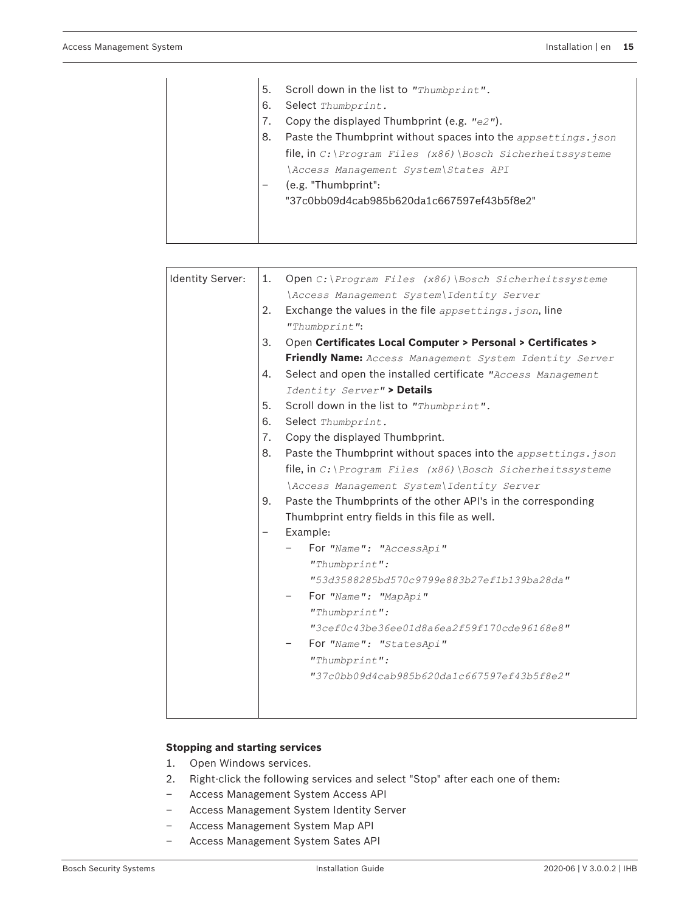| | |
|---|---|
| | 5. Scroll down in the list to *"Thumbprint".*<br>6. Select *Thumbprint*.<br>7. Copy the displayed Thumbprint (e.g. *"e2"*).<br>8. Paste the Thumbprint without spaces into the *appsettings.json* file, in *C:\Program Files (x86)\Bosch Sicherheitssysteme \Access Management System\States API*<br>– (e.g. "Thumbprint": "37c0bb09d4cab985b620da1c667597ef43b5f8e2" |

| | |
|---|---|
| Identity Server: | 1. Open *C:\Program Files (x86)\Bosch Sicherheitssysteme \Access Management System\Identity Server*<br>2. Exchange the values in the file *appsettings.json*, line *"Thumbprint"*:<br>3. Open **Certificates Local Computer > Personal > Certificates > Friendly Name:** *Access Management System Identity Server*<br>4. Select and open the installed certificate *"Access Management Identity Server"* **> Details**<br>5. Scroll down in the list to *"Thumbprint".*<br>6. Select *Thumbprint*.<br>7. Copy the displayed Thumbprint.<br>8. Paste the Thumbprint without spaces into the *appsettings.json* file, in *C:\Program Files (x86)\Bosch Sicherheitssysteme \Access Management System\Identity Server*<br>9. Paste the Thumbprints of the other API's in the corresponding Thumbprint entry fields in this file as well.<br>– Example:<br>  – For *"Name": "AccessApi"* *"Thumbprint": "53d3588285bd570c9799e883b27ef1b139ba28da"*<br>  – For *"Name": "MapApi"* *"Thumbprint": "3cef0c43be36ee01d8a6ea2f59f170cde96168e8"*<br>  – For *"Name": "StatesApi"* *"Thumbprint": "37c0bb09d4cab985b620da1c667597ef43b5f8e2"* |

**Stopping and starting services**

1. Open Windows services.
2. Right-click the following services and select "Stop" after each one of them:
   - Access Management System Access API
   - Access Management System Identity Server
   - Access Management System Map API
   - Access Management System Sates API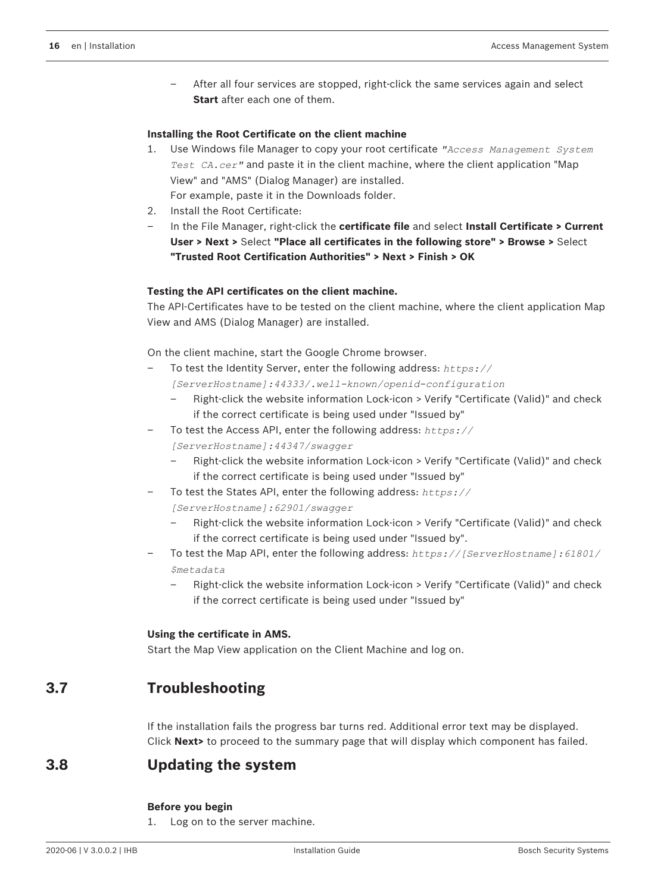– After all four services are stopped, right-click the same services again and select **Start** after each one of them.

**Installing the Root Certificate on the client machine**

1. Use Windows file Manager to copy your root certificate *"Access Management System Test CA.cer"* and paste it in the client machine, where the client application "Map View" and "AMS" (Dialog Manager) are installed.
   For example, paste it in the Downloads folder.
2. Install the Root Certificate:

– In the File Manager, right-click the **certificate file** and select **Install Certificate > Current User > Next >** Select **"Place all certificates in the following store" > Browse >** Select **"Trusted Root Certification Authorities" > Next > Finish > OK**

**Testing the API certificates on the client machine.**

The API-Certificates have to be tested on the client machine, where the client application Map View and AMS (Dialog Manager) are installed.

On the client machine, start the Google Chrome browser.

- To test the Identity Server, enter the following address: *https://[ServerHostname]:44333/.well-known/openid-configuration*
  - Right-click the website information Lock-icon > Verify "Certificate (Valid)" and check if the correct certificate is being used under "Issued by"
- To test the Access API, enter the following address: *https://[ServerHostname]:44347/swagger*
  - Right-click the website information Lock-icon > Verify "Certificate (Valid)" and check if the correct certificate is being used under "Issued by"
- To test the States API, enter the following address: *https://[ServerHostname]:62901/swagger*
  - Right-click the website information Lock-icon > Verify "Certificate (Valid)" and check if the correct certificate is being used under "Issued by".
- To test the Map API, enter the following address: *https://[ServerHostname]:61801/$metadata*
  - Right-click the website information Lock-icon > Verify "Certificate (Valid)" and check if the correct certificate is being used under "Issued by"

**Using the certificate in AMS.**

Start the Map View application on the Client Machine and log on.

## 3.7 Troubleshooting

If the installation fails the progress bar turns red. Additional error text may be displayed. Click **Next>** to proceed to the summary page that will display which component has failed.

## 3.8 Updating the system

**Before you begin**

1. Log on to the server machine.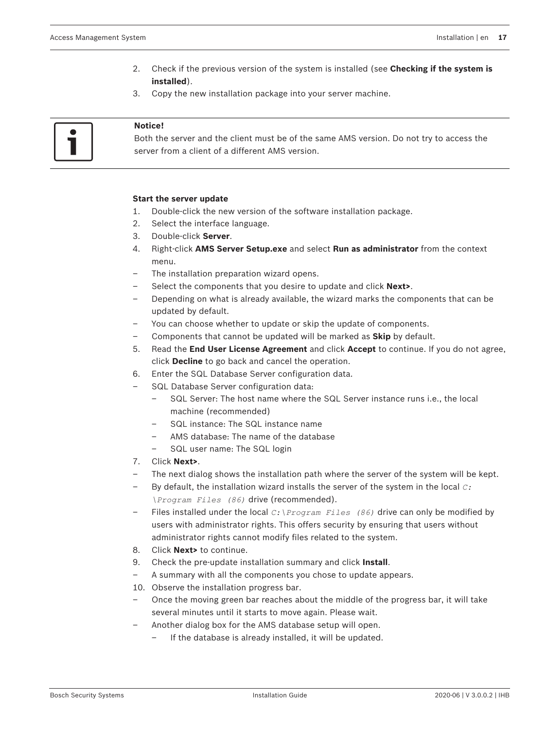2. Check if the previous version of the system is installed (see **Checking if the system is installed**).
3. Copy the new installation package into your server machine.

> **Notice!**
> Both the server and the client must be of the same AMS version. Do not try to access the server from a client of a different AMS version.

**Start the server update**

1. Double-click the new version of the software installation package.
2. Select the interface language.
3. Double-click **Server**.
4. Right-click **AMS Server Setup.exe** and select **Run as administrator** from the context menu.
   - The installation preparation wizard opens.
   - Select the components that you desire to update and click **Next>**.
   - Depending on what is already available, the wizard marks the components that can be updated by default.
   - You can choose whether to update or skip the update of components.
   - Components that cannot be updated will be marked as **Skip** by default.
5. Read the **End User License Agreement** and click **Accept** to continue. If you do not agree, click **Decline** to go back and cancel the operation.
6. Enter the SQL Database Server configuration data.
   - SQL Database Server configuration data:
     - SQL Server: The host name where the SQL Server instance runs i.e., the local machine (recommended)
     - SQL instance: The SQL instance name
     - AMS database: The name of the database
     - SQL user name: The SQL login
7. Click **Next>**.
   - The next dialog shows the installation path where the server of the system will be kept.
   - By default, the installation wizard installs the server of the system in the local *C:\Program Files (86)* drive (recommended).
   - Files installed under the local *C:\Program Files (86)* drive can only be modified by users with administrator rights. This offers security by ensuring that users without administrator rights cannot modify files related to the system.
8. Click **Next>** to continue.
9. Check the pre-update installation summary and click **Install**.
   - A summary with all the components you chose to update appears.
10. Observe the installation progress bar.
    - Once the moving green bar reaches about the middle of the progress bar, it will take several minutes until it starts to move again. Please wait.
    - Another dialog box for the AMS database setup will open.
      - If the database is already installed, it will be updated.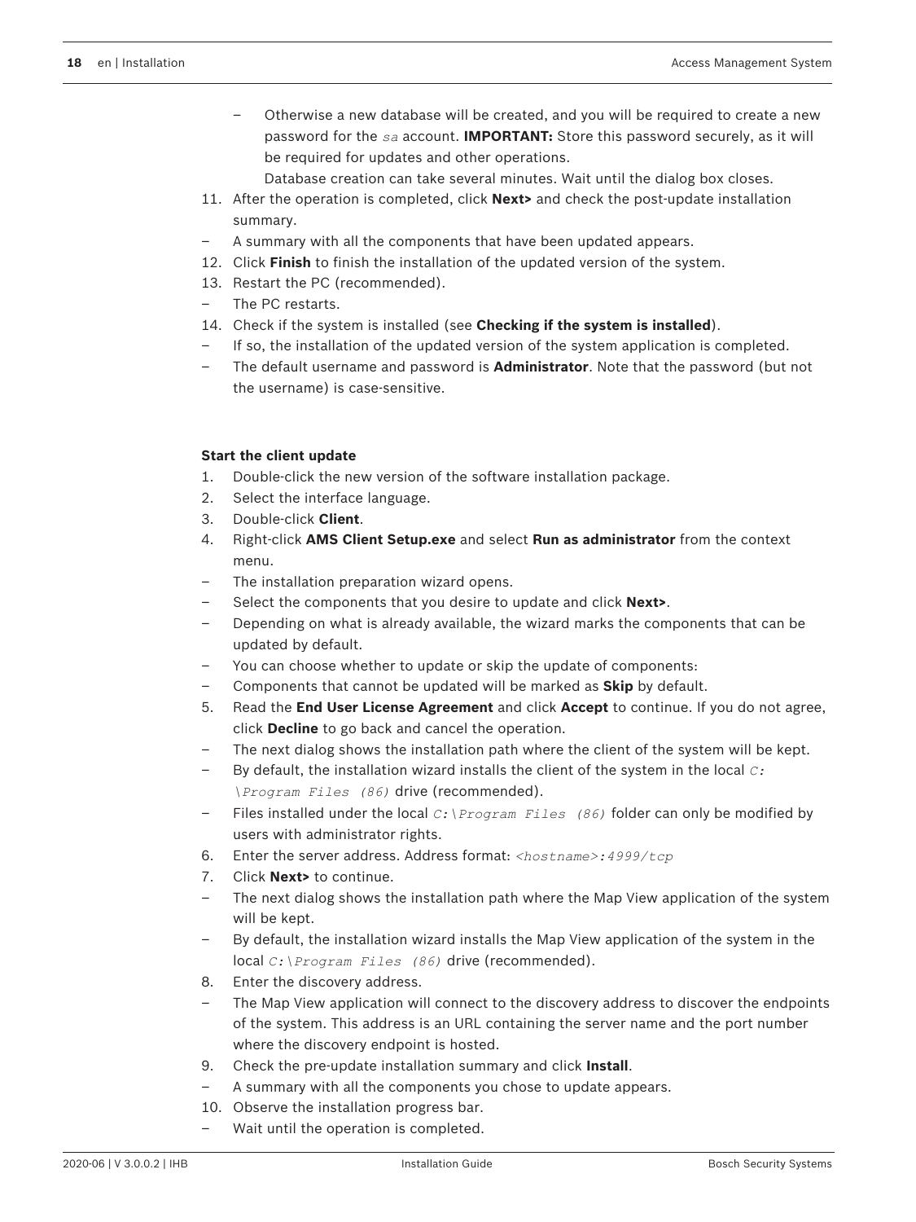- Otherwise a new database will be created, and you will be required to create a new password for the *sa* account. **IMPORTANT:** Store this password securely, as it will be required for updates and other operations.
  Database creation can take several minutes. Wait until the dialog box closes.

11. After the operation is completed, click **Next>** and check the post-update installation summary.
- A summary with all the components that have been updated appears.
12. Click **Finish** to finish the installation of the updated version of the system.
13. Restart the PC (recommended).
- The PC restarts.
14. Check if the system is installed (see **Checking if the system is installed**).
- If so, the installation of the updated version of the system application is completed.
- The default username and password is **Administrator**. Note that the password (but not the username) is case-sensitive.

**Start the client update**

1. Double-click the new version of the software installation package.
2. Select the interface language.
3. Double-click **Client**.
4. Right-click **AMS Client Setup.exe** and select **Run as administrator** from the context menu.
- The installation preparation wizard opens.
- Select the components that you desire to update and click **Next>**.
- Depending on what is already available, the wizard marks the components that can be updated by default.
- You can choose whether to update or skip the update of components:
- Components that cannot be updated will be marked as **Skip** by default.
5. Read the **End User License Agreement** and click **Accept** to continue. If you do not agree, click **Decline** to go back and cancel the operation.
- The next dialog shows the installation path where the client of the system will be kept.
- By default, the installation wizard installs the client of the system in the local *C:\Program Files (86)* drive (recommended).
- Files installed under the local *C:\Program Files (86)* folder can only be modified by users with administrator rights.
6. Enter the server address. Address format: *<hostname>:4999/tcp*
7. Click **Next>** to continue.
- The next dialog shows the installation path where the Map View application of the system will be kept.
- By default, the installation wizard installs the Map View application of the system in the local *C:\Program Files (86)* drive (recommended).
8. Enter the discovery address.
- The Map View application will connect to the discovery address to discover the endpoints of the system. This address is an URL containing the server name and the port number where the discovery endpoint is hosted.
9. Check the pre-update installation summary and click **Install**.
- A summary with all the components you chose to update appears.
10. Observe the installation progress bar.
- Wait until the operation is completed.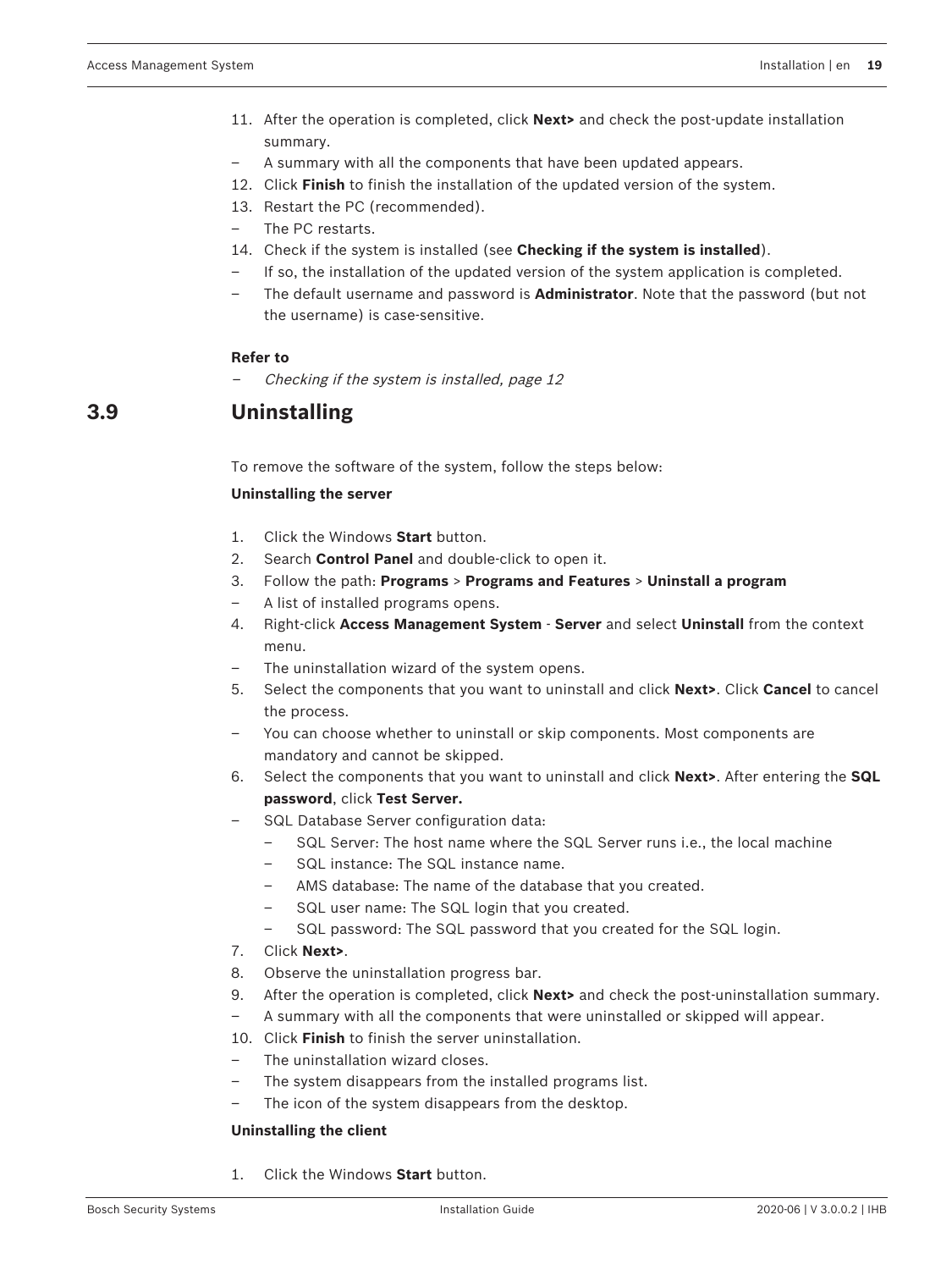11. After the operation is completed, click **Next>** and check the post-update installation summary.

– A summary with all the components that have been updated appears.

12. Click **Finish** to finish the installation of the updated version of the system.
13. Restart the PC (recommended).

– The PC restarts.

14. Check if the system is installed (see **Checking if the system is installed**).

– If so, the installation of the updated version of the system application is completed.

– The default username and password is **Administrator**. Note that the password (but not the username) is case-sensitive.

**Refer to**

– *Checking if the system is installed, page 12*

## 3.9 Uninstalling

To remove the software of the system, follow the steps below:

**Uninstalling the server**

1. Click the Windows **Start** button.
2. Search **Control Panel** and double-click to open it.
3. Follow the path: **Programs** > **Programs and Features** > **Uninstall a program**

– A list of installed programs opens.

4. Right-click **Access Management System** - **Server** and select **Uninstall** from the context menu.

– The uninstallation wizard of the system opens.

5. Select the components that you want to uninstall and click **Next>**. Click **Cancel** to cancel the process.

– You can choose whether to uninstall or skip components. Most components are mandatory and cannot be skipped.

6. Select the components that you want to uninstall and click **Next>**. After entering the **SQL password**, click **Test Server.**

– SQL Database Server configuration data:
  – SQL Server: The host name where the SQL Server runs i.e., the local machine
  – SQL instance: The SQL instance name.
  – AMS database: The name of the database that you created.
  – SQL user name: The SQL login that you created.
  – SQL password: The SQL password that you created for the SQL login.

7. Click **Next>**.
8. Observe the uninstallation progress bar.
9. After the operation is completed, click **Next>** and check the post-uninstallation summary.

– A summary with all the components that were uninstalled or skipped will appear.

10. Click **Finish** to finish the server uninstallation.

– The uninstallation wizard closes.

– The system disappears from the installed programs list.

– The icon of the system disappears from the desktop.

**Uninstalling the client**

1. Click the Windows **Start** button.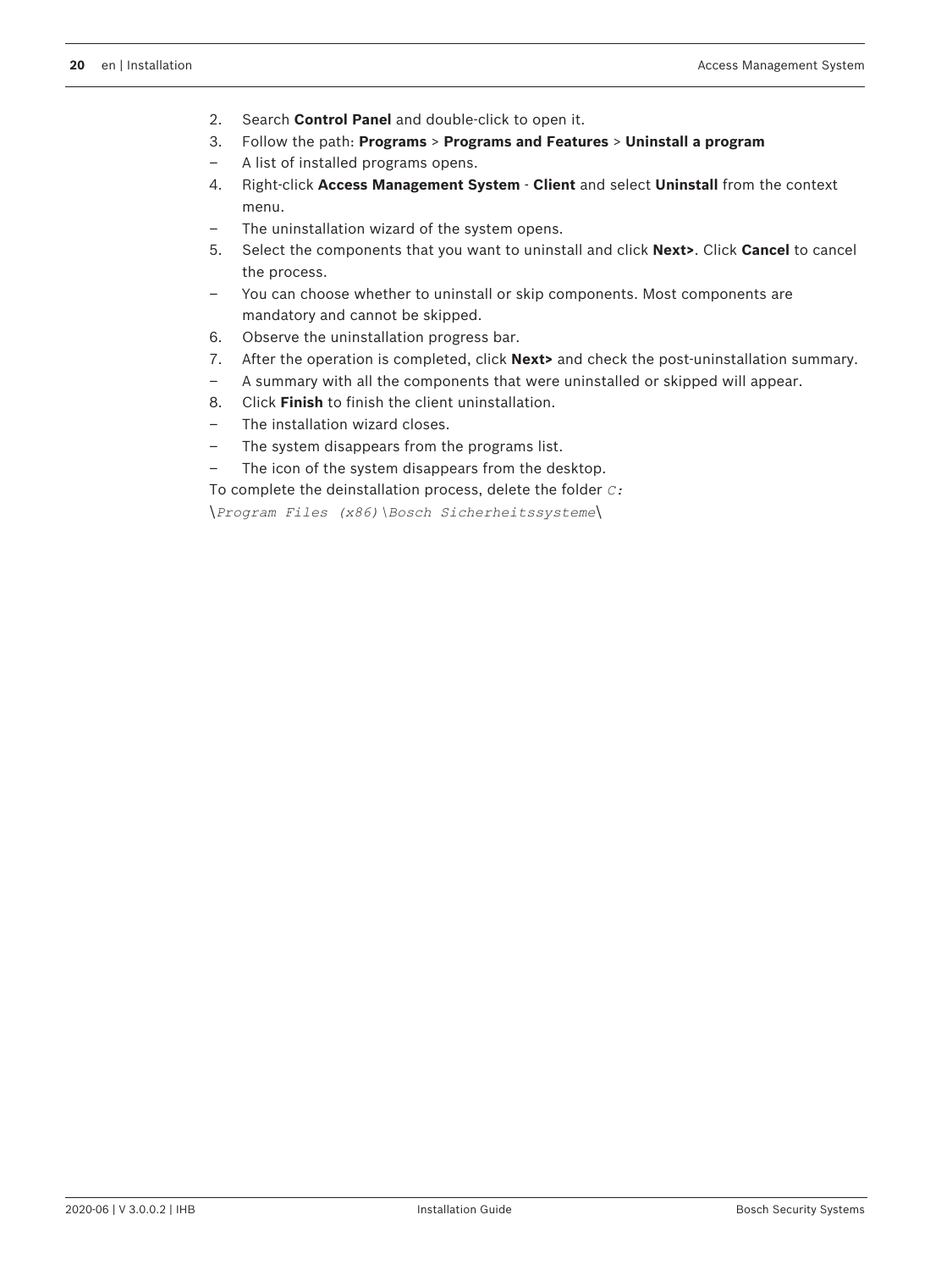2. Search **Control Panel** and double-click to open it.
3. Follow the path: **Programs** > **Programs and Features** > **Uninstall a program**
   – A list of installed programs opens.
4. Right-click **Access Management System** - **Client** and select **Uninstall** from the context menu.
   – The uninstallation wizard of the system opens.
5. Select the components that you want to uninstall and click **Next>**. Click **Cancel** to cancel the process.
   – You can choose whether to uninstall or skip components. Most components are mandatory and cannot be skipped.
6. Observe the uninstallation progress bar.
7. After the operation is completed, click **Next>** and check the post-uninstallation summary.
   – A summary with all the components that were uninstalled or skipped will appear.
8. Click **Finish** to finish the client uninstallation.
   – The installation wizard closes.
   – The system disappears from the programs list.
   – The icon of the system disappears from the desktop.

To complete the deinstallation process, delete the folder *C:\Program Files (x86)\Bosch Sicherheitssysteme\*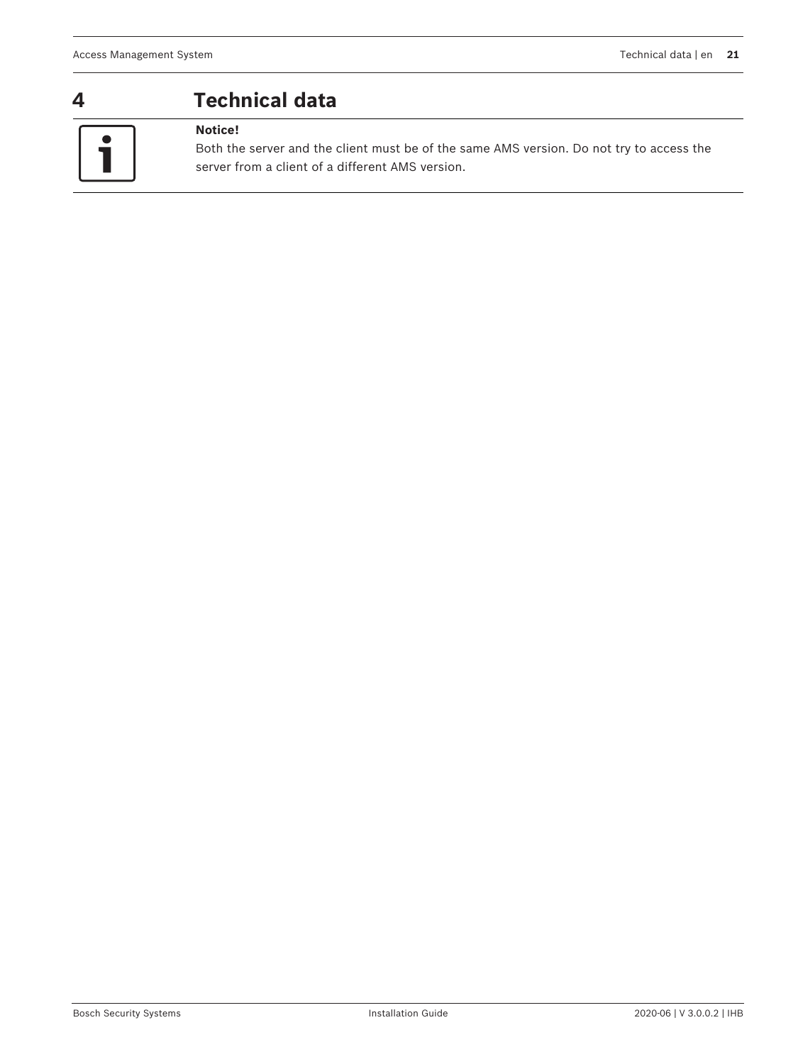# 4 Technical data

**Notice!**

Both the server and the client must be of the same AMS version. Do not try to access the server from a client of a different AMS version.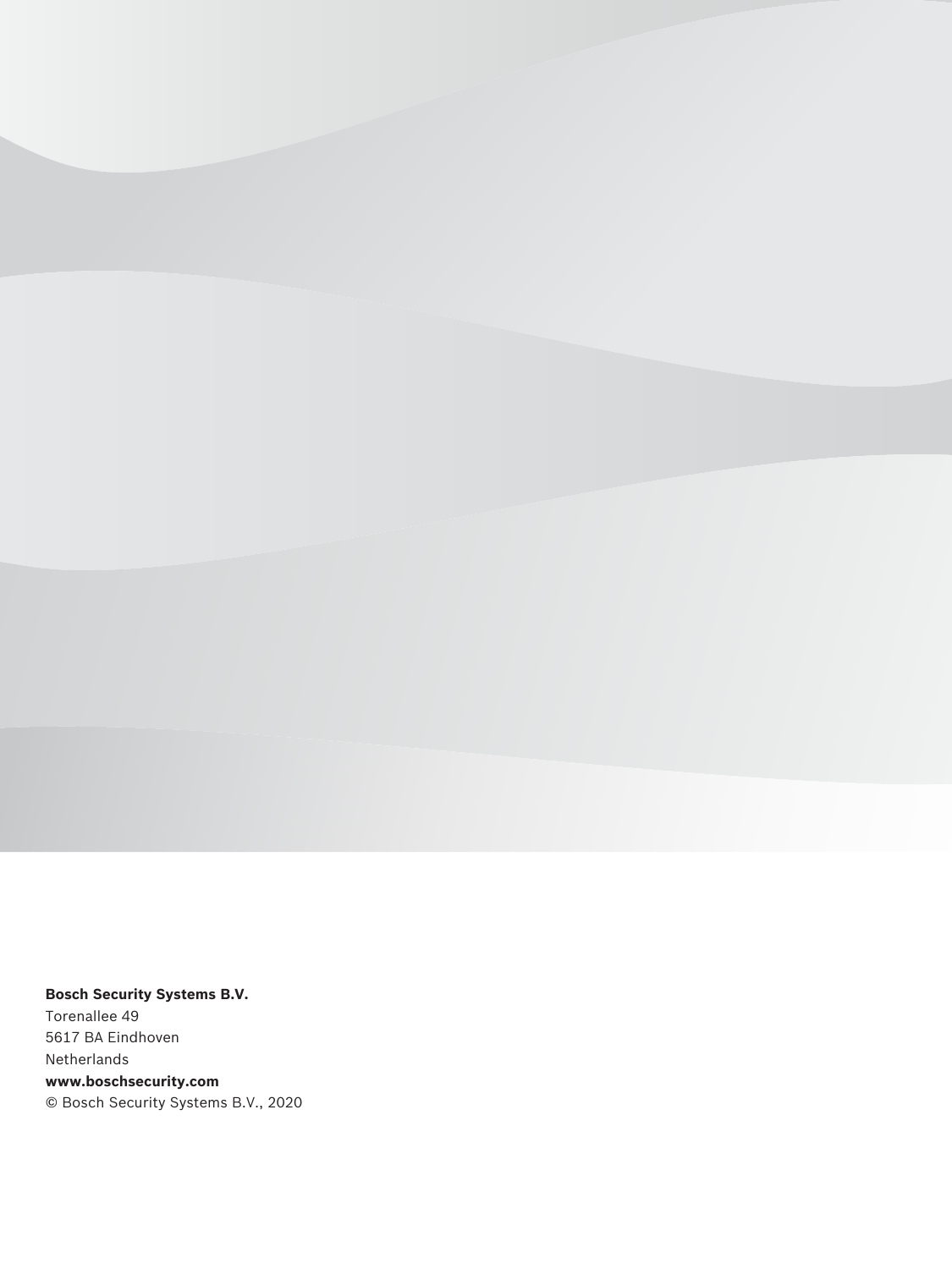**Bosch Security Systems B.V.**
Torenallee 49
5617 BA Eindhoven
Netherlands
**www.boschsecurity.com**
© Bosch Security Systems B.V., 2020